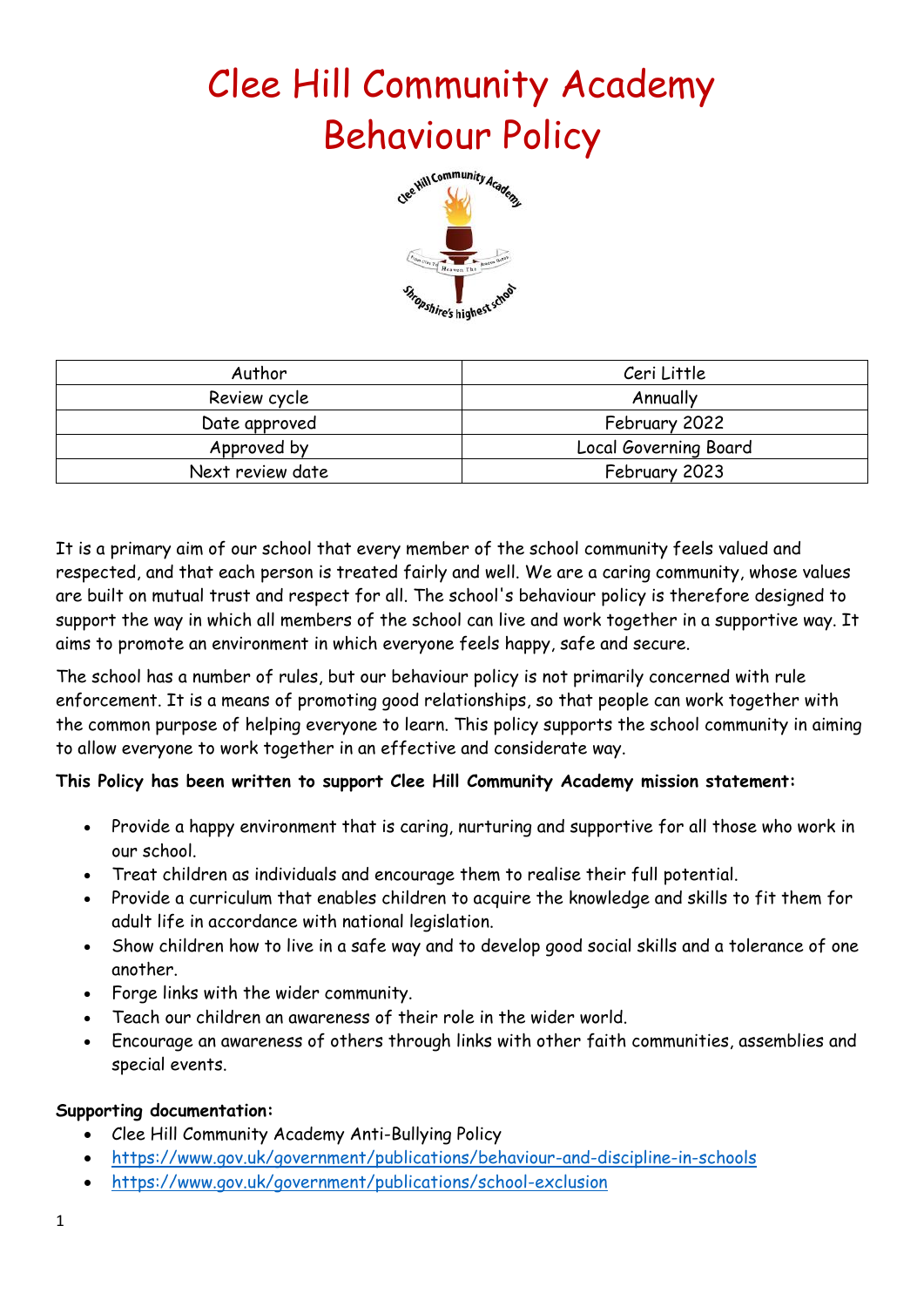# Clee Hill Community Academy
# Behaviour Policy

| Author | Ceri Little |
|---|---|
| Review cycle | Annually |
| Date approved | February 2022 |
| Approved by | Local Governing Board |
| Next review date | February 2023 |

It is a primary aim of our school that every member of the school community feels valued and respected, and that each person is treated fairly and well. We are a caring community, whose values are built on mutual trust and respect for all. The school's behaviour policy is therefore designed to support the way in which all members of the school can live and work together in a supportive way. It aims to promote an environment in which everyone feels happy, safe and secure.

The school has a number of rules, but our behaviour policy is not primarily concerned with rule enforcement. It is a means of promoting good relationships, so that people can work together with the common purpose of helping everyone to learn. This policy supports the school community in aiming to allow everyone to work together in an effective and considerate way.

**This Policy has been written to support Clee Hill Community Academy mission statement:**

- Provide a happy environment that is caring, nurturing and supportive for all those who work in our school.
- Treat children as individuals and encourage them to realise their full potential.
- Provide a curriculum that enables children to acquire the knowledge and skills to fit them for adult life in accordance with national legislation.
- Show children how to live in a safe way and to develop good social skills and a tolerance of one another.
- Forge links with the wider community.
- Teach our children an awareness of their role in the wider world.
- Encourage an awareness of others through links with other faith communities, assemblies and special events.

**Supporting documentation:**

- Clee Hill Community Academy Anti-Bullying Policy
- https://www.gov.uk/government/publications/behaviour-and-discipline-in-schools
- https://www.gov.uk/government/publications/school-exclusion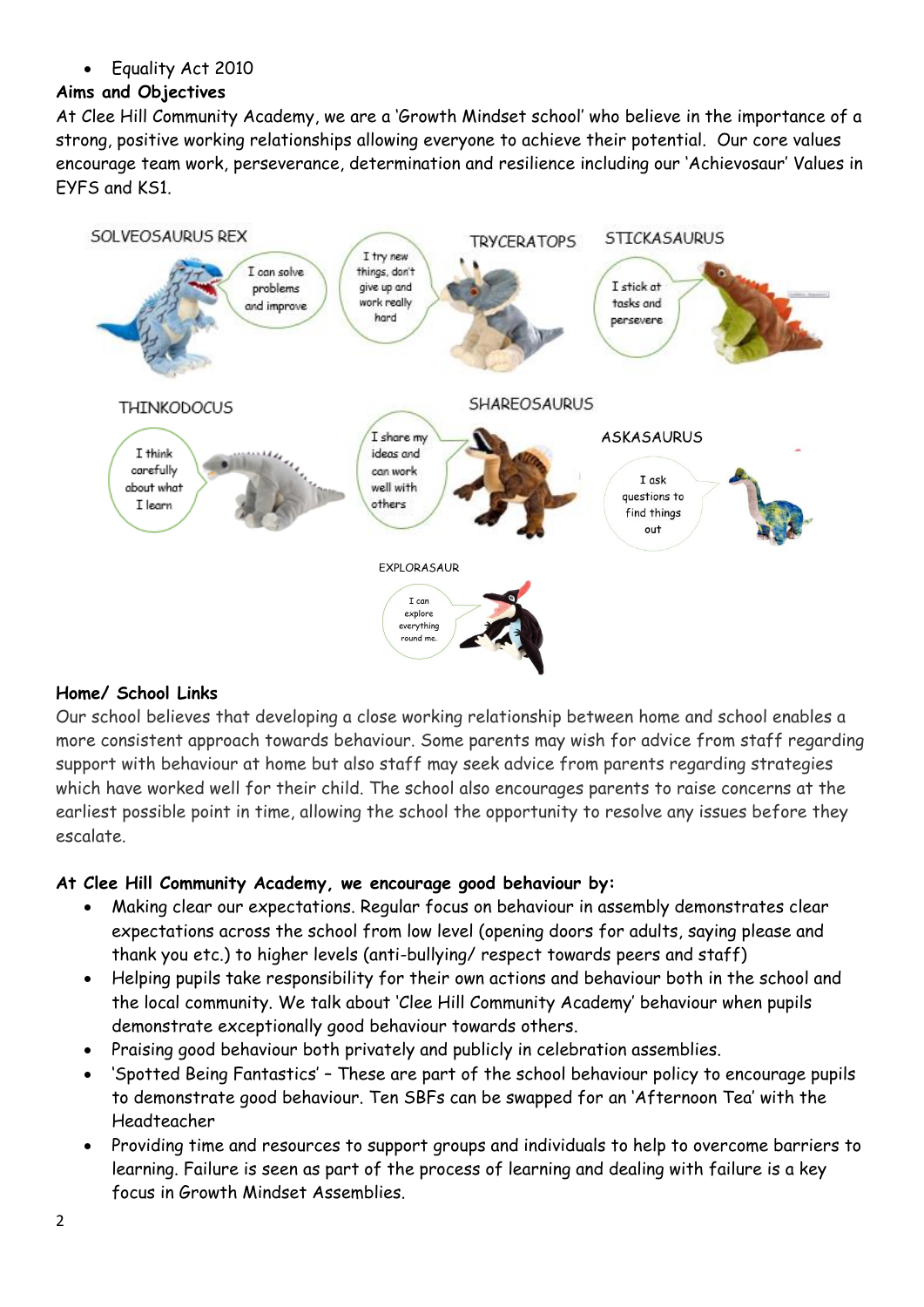- Equality Act 2010

**Aims and Objectives**

At Clee Hill Community Academy, we are a 'Growth Mindset school' who believe in the importance of a strong, positive working relationships allowing everyone to achieve their potential. Our core values encourage team work, perseverance, determination and resilience including our 'Achievosaur' Values in EYFS and KS1.

SOLVEOSAURUS REX – I can solve problems and improve

TRYCERATOPS – I try new things, don't give up and work really hard

STICKASAURUS – I stick at tasks and persevere

THINKODOCUS – I think carefully about what I learn

SHAREOSAURUS – I share my ideas and can work well with others

ASKASAURUS – I ask questions to find things out

EXPLORASAUR – I can explore everything round me.

**Home/ School Links**

Our school believes that developing a close working relationship between home and school enables a more consistent approach towards behaviour. Some parents may wish for advice from staff regarding support with behaviour at home but also staff may seek advice from parents regarding strategies which have worked well for their child. The school also encourages parents to raise concerns at the earliest possible point in time, allowing the school the opportunity to resolve any issues before they escalate.

**At Clee Hill Community Academy, we encourage good behaviour by:**

- Making clear our expectations. Regular focus on behaviour in assembly demonstrates clear expectations across the school from low level (opening doors for adults, saying please and thank you etc.) to higher levels (anti-bullying/ respect towards peers and staff)
- Helping pupils take responsibility for their own actions and behaviour both in the school and the local community. We talk about 'Clee Hill Community Academy' behaviour when pupils demonstrate exceptionally good behaviour towards others.
- Praising good behaviour both privately and publicly in celebration assemblies.
- 'Spotted Being Fantastics' – These are part of the school behaviour policy to encourage pupils to demonstrate good behaviour. Ten SBFs can be swapped for an 'Afternoon Tea' with the Headteacher
- Providing time and resources to support groups and individuals to help to overcome barriers to learning. Failure is seen as part of the process of learning and dealing with failure is a key focus in Growth Mindset Assemblies.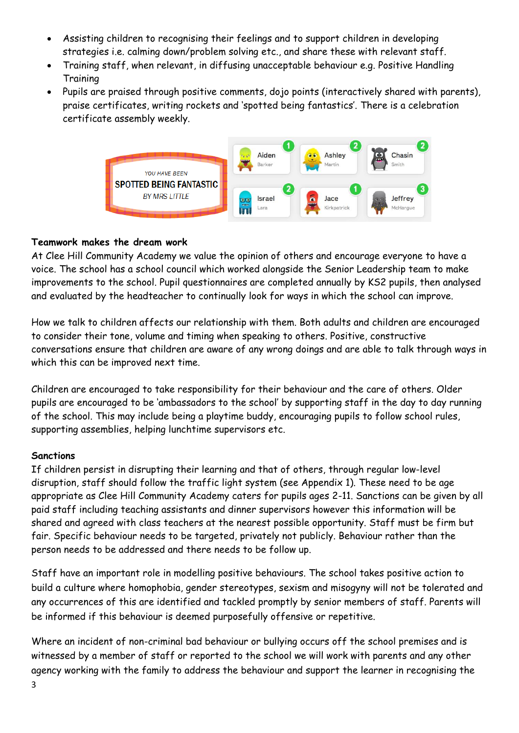- Assisting children to recognising their feelings and to support children in developing strategies i.e. calming down/problem solving etc., and share these with relevant staff.
- Training staff, when relevant, in diffusing unacceptable behaviour e.g. Positive Handling Training
- Pupils are praised through positive comments, dojo points (interactively shared with parents), praise certificates, writing rockets and 'spotted being fantastics'. There is a celebration certificate assembly weekly.

**Teamwork makes the dream work**

At Clee Hill Community Academy we value the opinion of others and encourage everyone to have a voice. The school has a school council which worked alongside the Senior Leadership team to make improvements to the school. Pupil questionnaires are completed annually by KS2 pupils, then analysed and evaluated by the headteacher to continually look for ways in which the school can improve.

How we talk to children affects our relationship with them. Both adults and children are encouraged to consider their tone, volume and timing when speaking to others. Positive, constructive conversations ensure that children are aware of any wrong doings and are able to talk through ways in which this can be improved next time.

Children are encouraged to take responsibility for their behaviour and the care of others. Older pupils are encouraged to be 'ambassadors to the school' by supporting staff in the day to day running of the school. This may include being a playtime buddy, encouraging pupils to follow school rules, supporting assemblies, helping lunchtime supervisors etc.

**Sanctions**

If children persist in disrupting their learning and that of others, through regular low-level disruption, staff should follow the traffic light system (see Appendix 1). These need to be age appropriate as Clee Hill Community Academy caters for pupils ages 2-11. Sanctions can be given by all paid staff including teaching assistants and dinner supervisors however this information will be shared and agreed with class teachers at the nearest possible opportunity. Staff must be firm but fair. Specific behaviour needs to be targeted, privately not publicly. Behaviour rather than the person needs to be addressed and there needs to be follow up.

Staff have an important role in modelling positive behaviours. The school takes positive action to build a culture where homophobia, gender stereotypes, sexism and misogyny will not be tolerated and any occurrences of this are identified and tackled promptly by senior members of staff. Parents will be informed if this behaviour is deemed purposefully offensive or repetitive.

Where an incident of non-criminal bad behaviour or bullying occurs off the school premises and is witnessed by a member of staff or reported to the school we will work with parents and any other agency working with the family to address the behaviour and support the learner in recognising the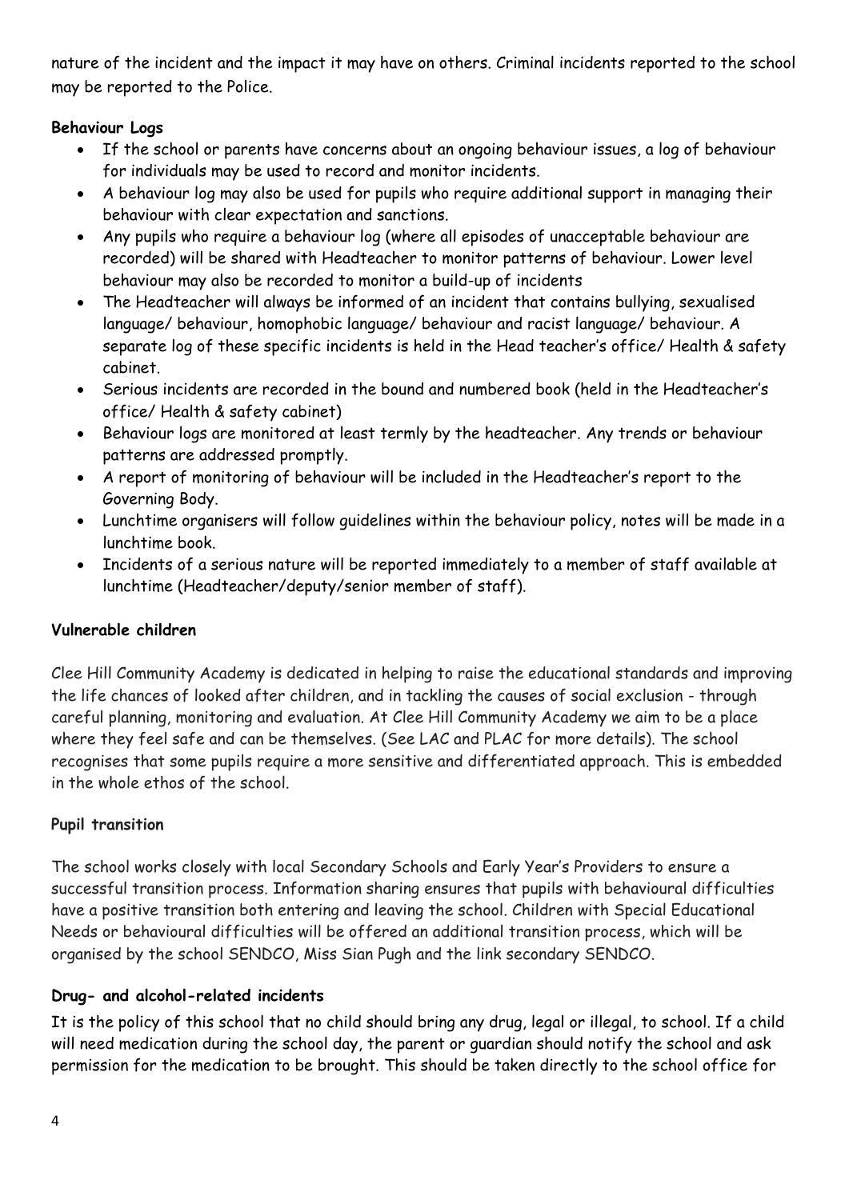nature of the incident and the impact it may have on others. Criminal incidents reported to the school may be reported to the Police.

**Behaviour Logs**

- If the school or parents have concerns about an ongoing behaviour issues, a log of behaviour for individuals may be used to record and monitor incidents.
- A behaviour log may also be used for pupils who require additional support in managing their behaviour with clear expectation and sanctions.
- Any pupils who require a behaviour log (where all episodes of unacceptable behaviour are recorded) will be shared with Headteacher to monitor patterns of behaviour. Lower level behaviour may also be recorded to monitor a build-up of incidents
- The Headteacher will always be informed of an incident that contains bullying, sexualised language/ behaviour, homophobic language/ behaviour and racist language/ behaviour. A separate log of these specific incidents is held in the Head teacher's office/ Health & safety cabinet.
- Serious incidents are recorded in the bound and numbered book (held in the Headteacher's office/ Health & safety cabinet)
- Behaviour logs are monitored at least termly by the headteacher. Any trends or behaviour patterns are addressed promptly.
- A report of monitoring of behaviour will be included in the Headteacher's report to the Governing Body.
- Lunchtime organisers will follow guidelines within the behaviour policy, notes will be made in a lunchtime book.
- Incidents of a serious nature will be reported immediately to a member of staff available at lunchtime (Headteacher/deputy/senior member of staff).

**Vulnerable children**

Clee Hill Community Academy is dedicated in helping to raise the educational standards and improving the life chances of looked after children, and in tackling the causes of social exclusion - through careful planning, monitoring and evaluation. At Clee Hill Community Academy we aim to be a place where they feel safe and can be themselves. (See LAC and PLAC for more details). The school recognises that some pupils require a more sensitive and differentiated approach. This is embedded in the whole ethos of the school.

**Pupil transition**

The school works closely with local Secondary Schools and Early Year's Providers to ensure a successful transition process. Information sharing ensures that pupils with behavioural difficulties have a positive transition both entering and leaving the school. Children with Special Educational Needs or behavioural difficulties will be offered an additional transition process, which will be organised by the school SENDCO, Miss Sian Pugh and the link secondary SENDCO.

**Drug- and alcohol-related incidents**

It is the policy of this school that no child should bring any drug, legal or illegal, to school. If a child will need medication during the school day, the parent or guardian should notify the school and ask permission for the medication to be brought. This should be taken directly to the school office for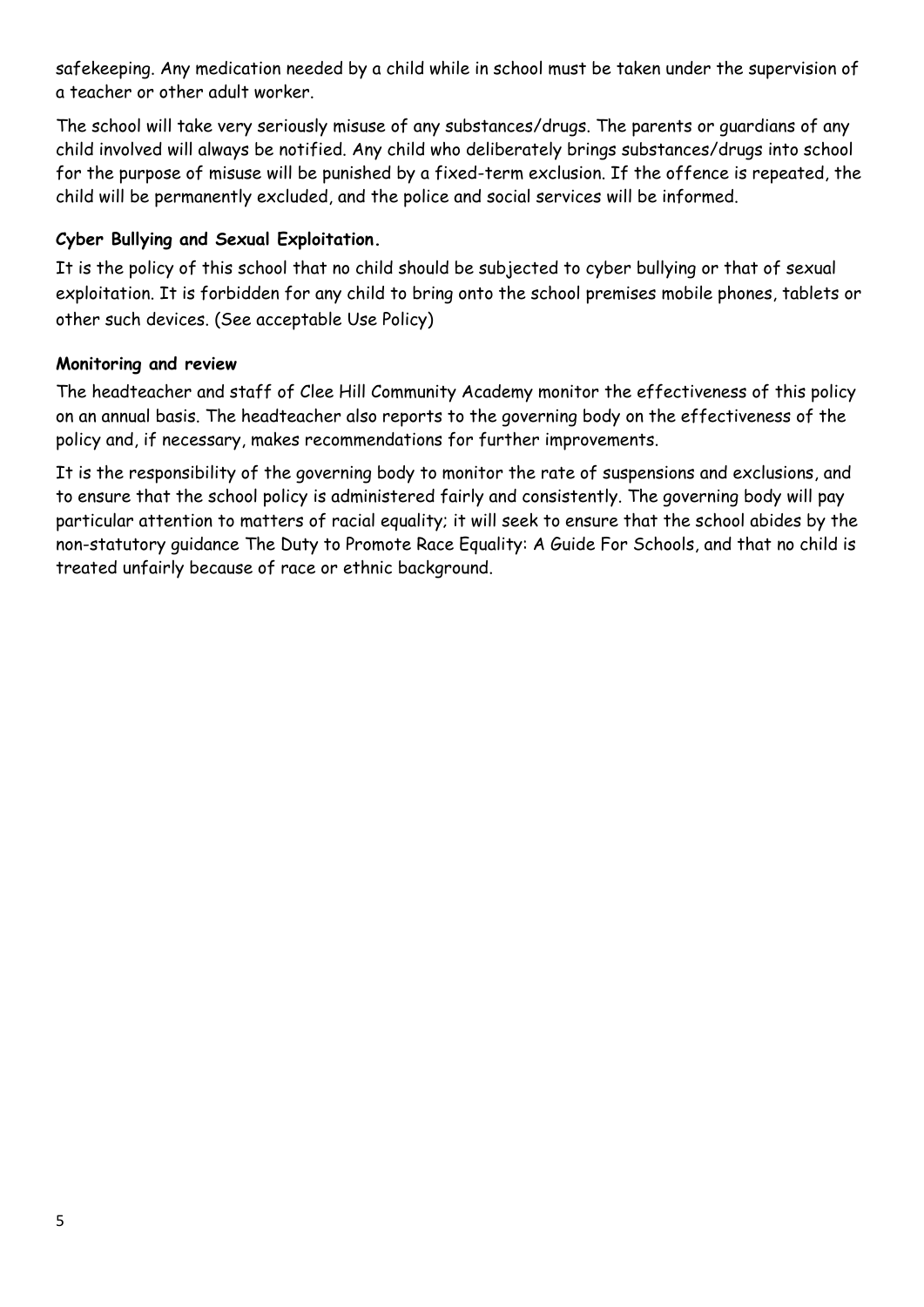safekeeping. Any medication needed by a child while in school must be taken under the supervision of a teacher or other adult worker.

The school will take very seriously misuse of any substances/drugs. The parents or guardians of any child involved will always be notified. Any child who deliberately brings substances/drugs into school for the purpose of misuse will be punished by a fixed-term exclusion. If the offence is repeated, the child will be permanently excluded, and the police and social services will be informed.

**Cyber Bullying and Sexual Exploitation.**

It is the policy of this school that no child should be subjected to cyber bullying or that of sexual exploitation. It is forbidden for any child to bring onto the school premises mobile phones, tablets or other such devices. (See acceptable Use Policy)

**Monitoring and review**

The headteacher and staff of Clee Hill Community Academy monitor the effectiveness of this policy on an annual basis. The headteacher also reports to the governing body on the effectiveness of the policy and, if necessary, makes recommendations for further improvements.

It is the responsibility of the governing body to monitor the rate of suspensions and exclusions, and to ensure that the school policy is administered fairly and consistently. The governing body will pay particular attention to matters of racial equality; it will seek to ensure that the school abides by the non-statutory guidance The Duty to Promote Race Equality: A Guide For Schools, and that no child is treated unfairly because of race or ethnic background.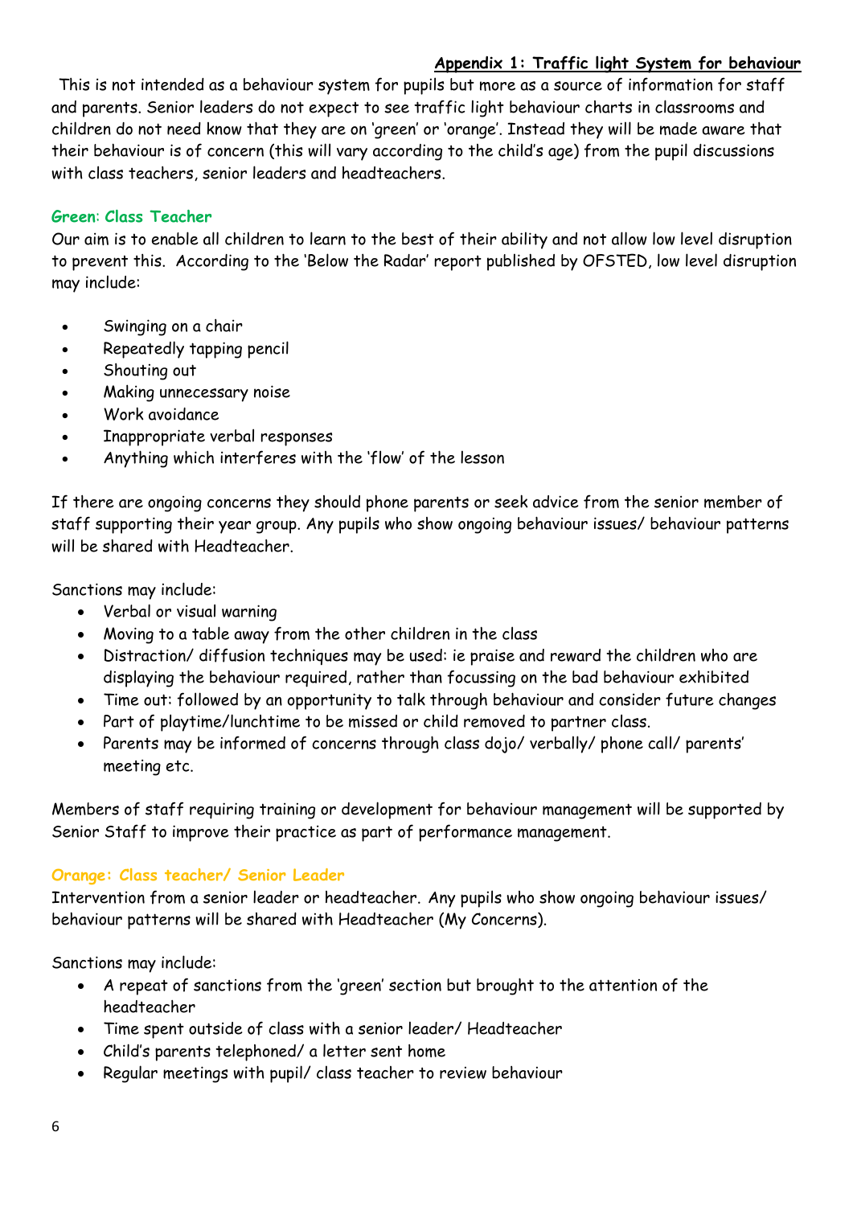## Appendix 1: Traffic light System for behaviour

This is not intended as a behaviour system for pupils but more as a source of information for staff and parents. Senior leaders do not expect to see traffic light behaviour charts in classrooms and children do not need know that they are on 'green' or 'orange'. Instead they will be made aware that their behaviour is of concern (this will vary according to the child's age) from the pupil discussions with class teachers, senior leaders and headteachers.

### Green: Class Teacher

Our aim is to enable all children to learn to the best of their ability and not allow low level disruption to prevent this. According to the 'Below the Radar' report published by OFSTED, low level disruption may include:

- Swinging on a chair
- Repeatedly tapping pencil
- Shouting out
- Making unnecessary noise
- Work avoidance
- Inappropriate verbal responses
- Anything which interferes with the 'flow' of the lesson

If there are ongoing concerns they should phone parents or seek advice from the senior member of staff supporting their year group. Any pupils who show ongoing behaviour issues/ behaviour patterns will be shared with Headteacher.

Sanctions may include:

- Verbal or visual warning
- Moving to a table away from the other children in the class
- Distraction/ diffusion techniques may be used: ie praise and reward the children who are displaying the behaviour required, rather than focussing on the bad behaviour exhibited
- Time out: followed by an opportunity to talk through behaviour and consider future changes
- Part of playtime/lunchtime to be missed or child removed to partner class.
- Parents may be informed of concerns through class dojo/ verbally/ phone call/ parents' meeting etc.

Members of staff requiring training or development for behaviour management will be supported by Senior Staff to improve their practice as part of performance management.

### Orange: Class teacher/ Senior Leader

Intervention from a senior leader or headteacher. Any pupils who show ongoing behaviour issues/ behaviour patterns will be shared with Headteacher (My Concerns).

Sanctions may include:

- A repeat of sanctions from the 'green' section but brought to the attention of the headteacher
- Time spent outside of class with a senior leader/ Headteacher
- Child's parents telephoned/ a letter sent home
- Regular meetings with pupil/ class teacher to review behaviour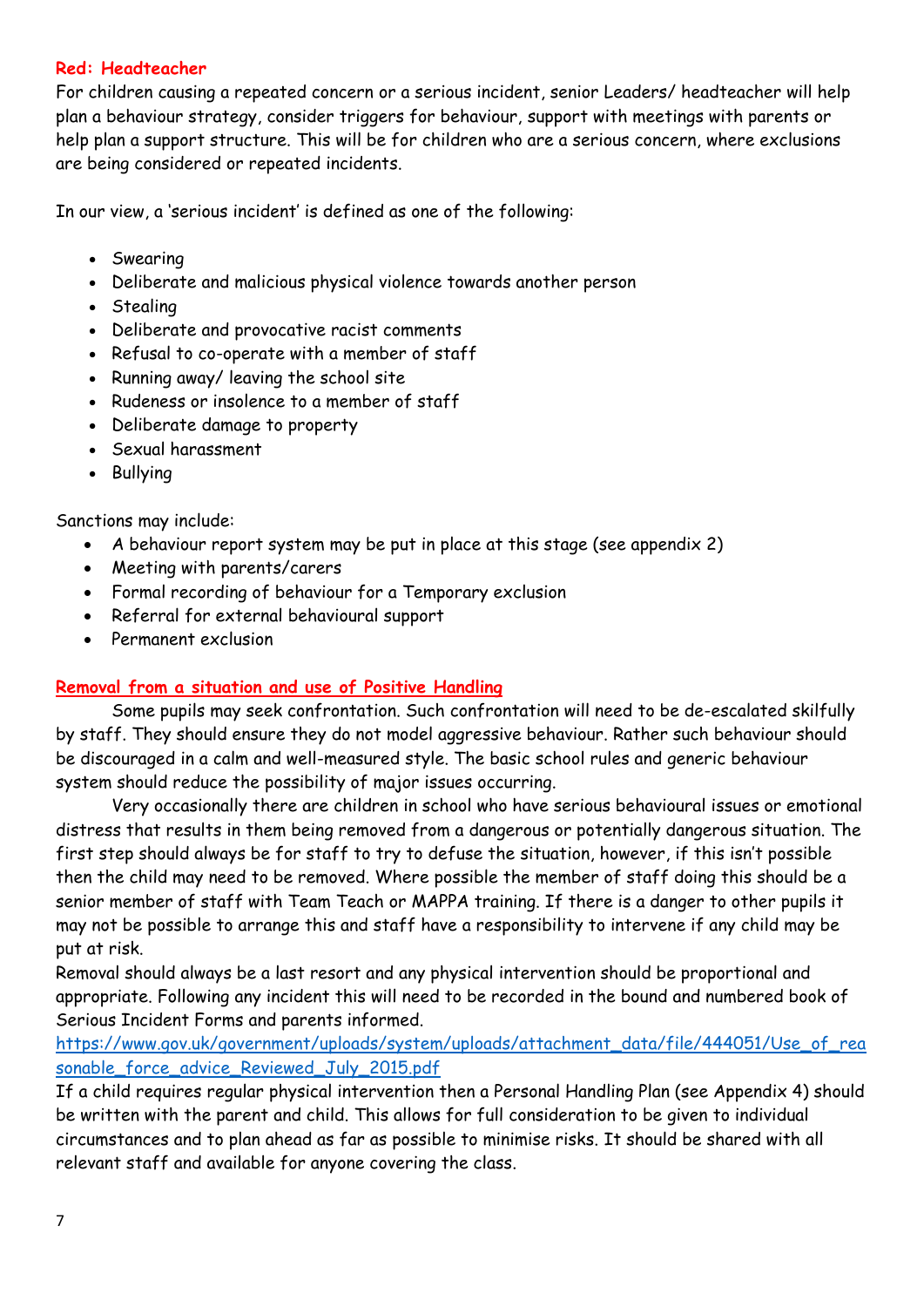**Red: Headteacher**

For children causing a repeated concern or a serious incident, senior Leaders/ headteacher will help plan a behaviour strategy, consider triggers for behaviour, support with meetings with parents or help plan a support structure. This will be for children who are a serious concern, where exclusions are being considered or repeated incidents.

In our view, a 'serious incident' is defined as one of the following:

- Swearing
- Deliberate and malicious physical violence towards another person
- Stealing
- Deliberate and provocative racist comments
- Refusal to co-operate with a member of staff
- Running away/ leaving the school site
- Rudeness or insolence to a member of staff
- Deliberate damage to property
- Sexual harassment
- Bullying

Sanctions may include:

- A behaviour report system may be put in place at this stage (see appendix 2)
- Meeting with parents/carers
- Formal recording of behaviour for a Temporary exclusion
- Referral for external behavioural support
- Permanent exclusion

**Removal from a situation and use of Positive Handling**

Some pupils may seek confrontation. Such confrontation will need to be de-escalated skilfully by staff. They should ensure they do not model aggressive behaviour. Rather such behaviour should be discouraged in a calm and well-measured style. The basic school rules and generic behaviour system should reduce the possibility of major issues occurring.

Very occasionally there are children in school who have serious behavioural issues or emotional distress that results in them being removed from a dangerous or potentially dangerous situation. The first step should always be for staff to try to defuse the situation, however, if this isn't possible then the child may need to be removed. Where possible the member of staff doing this should be a senior member of staff with Team Teach or MAPPA training. If there is a danger to other pupils it may not be possible to arrange this and staff have a responsibility to intervene if any child may be put at risk.

Removal should always be a last resort and any physical intervention should be proportional and appropriate. Following any incident this will need to be recorded in the bound and numbered book of Serious Incident Forms and parents informed.

https://www.gov.uk/government/uploads/system/uploads/attachment_data/file/444051/Use_of_reasonable_force_advice_Reviewed_July_2015.pdf

If a child requires regular physical intervention then a Personal Handling Plan (see Appendix 4) should be written with the parent and child. This allows for full consideration to be given to individual circumstances and to plan ahead as far as possible to minimise risks. It should be shared with all relevant staff and available for anyone covering the class.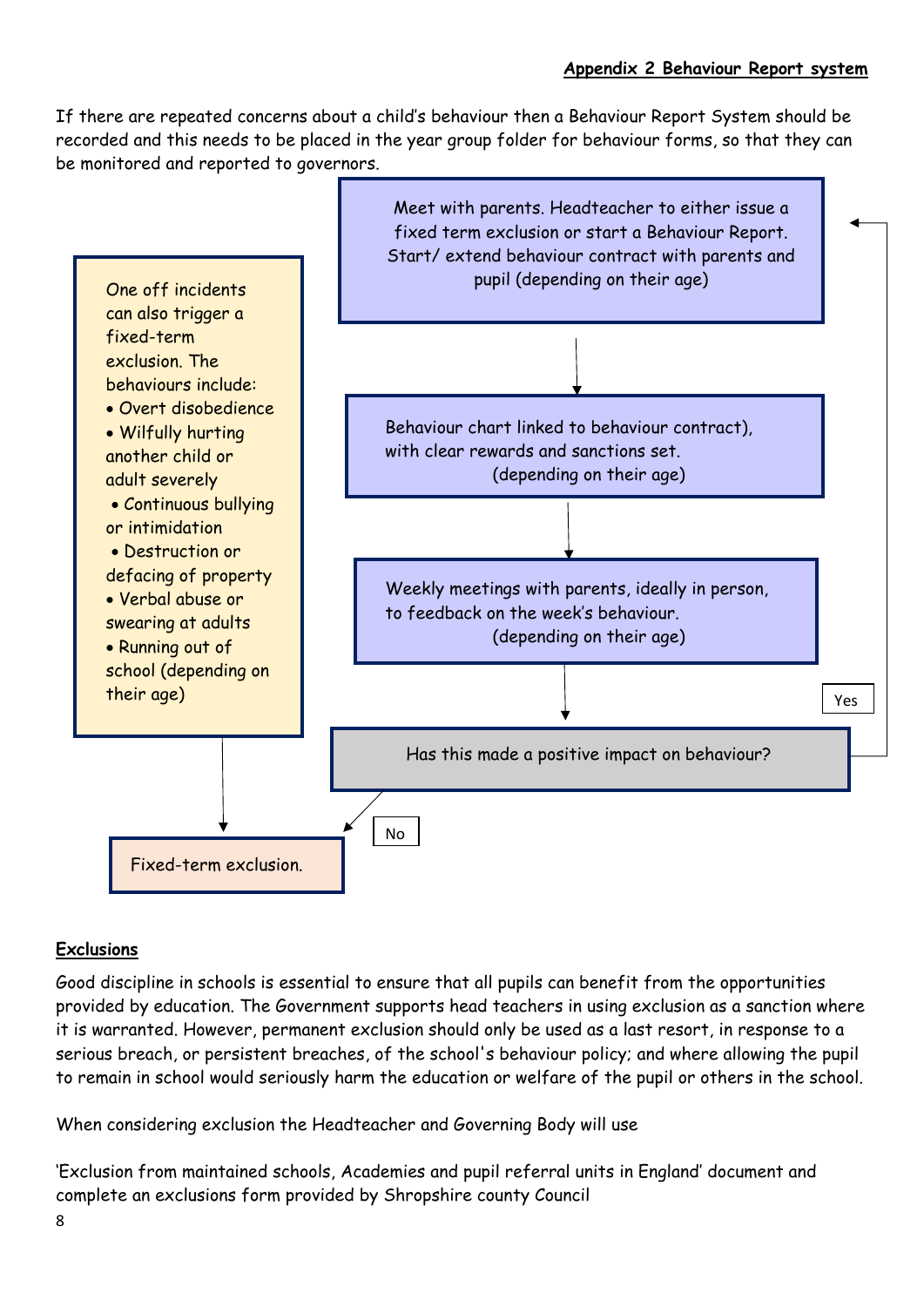**Appendix 2 Behaviour Report system**

If there are repeated concerns about a child's behaviour then a Behaviour Report System should be recorded and this needs to be placed in the year group folder for behaviour forms, so that they can be monitored and reported to governors.

Meet with parents. Headteacher to either issue a fixed term exclusion or start a Behaviour Report. Start/ extend behaviour contract with parents and pupil (depending on their age)

↓

Behaviour chart linked to behaviour contract), with clear rewards and sanctions set. (depending on their age)

↓

Weekly meetings with parents, ideally in person, to feedback on the week's behaviour. (depending on their age)

↓

Has this made a positive impact on behaviour?

- Yes → return to "Meet with parents..."
- No → Fixed-term exclusion.

One off incidents can also trigger a fixed-term exclusion. The behaviours include:

- Overt disobedience
- Wilfully hurting another child or adult severely
- Continuous bullying or intimidation
- Destruction or defacing of property
- Verbal abuse or swearing at adults
- Running out of school (depending on their age)

↓

Fixed-term exclusion.

**Exclusions**

Good discipline in schools is essential to ensure that all pupils can benefit from the opportunities provided by education. The Government supports head teachers in using exclusion as a sanction where it is warranted. However, permanent exclusion should only be used as a last resort, in response to a serious breach, or persistent breaches, of the school's behaviour policy; and where allowing the pupil to remain in school would seriously harm the education or welfare of the pupil or others in the school.

When considering exclusion the Headteacher and Governing Body will use

'Exclusion from maintained schools, Academies and pupil referral units in England' document and complete an exclusions form provided by Shropshire county Council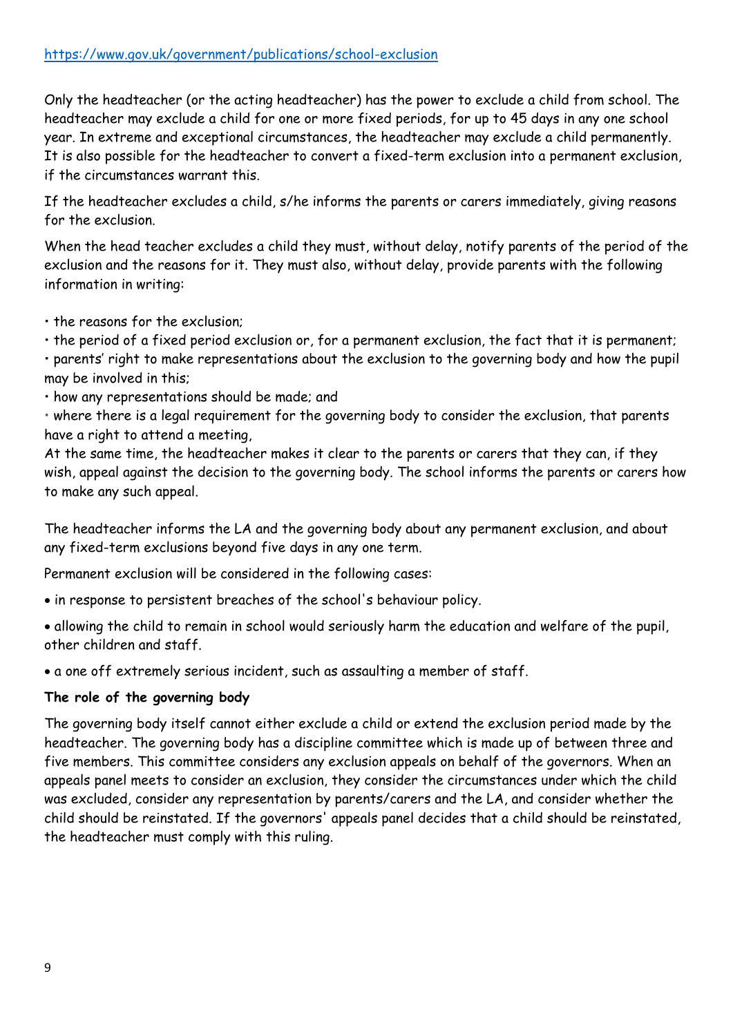https://www.gov.uk/government/publications/school-exclusion

Only the headteacher (or the acting headteacher) has the power to exclude a child from school. The headteacher may exclude a child for one or more fixed periods, for up to 45 days in any one school year. In extreme and exceptional circumstances, the headteacher may exclude a child permanently. It is also possible for the headteacher to convert a fixed-term exclusion into a permanent exclusion, if the circumstances warrant this.

If the headteacher excludes a child, s/he informs the parents or carers immediately, giving reasons for the exclusion.

When the head teacher excludes a child they must, without delay, notify parents of the period of the exclusion and the reasons for it. They must also, without delay, provide parents with the following information in writing:

- the reasons for the exclusion;
- the period of a fixed period exclusion or, for a permanent exclusion, the fact that it is permanent;
- parents' right to make representations about the exclusion to the governing body and how the pupil may be involved in this;
- how any representations should be made; and
- where there is a legal requirement for the governing body to consider the exclusion, that parents have a right to attend a meeting,

At the same time, the headteacher makes it clear to the parents or carers that they can, if they wish, appeal against the decision to the governing body. The school informs the parents or carers how to make any such appeal.

The headteacher informs the LA and the governing body about any permanent exclusion, and about any fixed-term exclusions beyond five days in any one term.

Permanent exclusion will be considered in the following cases:

- in response to persistent breaches of the school's behaviour policy.
- allowing the child to remain in school would seriously harm the education and welfare of the pupil, other children and staff.
- a one off extremely serious incident, such as assaulting a member of staff.

**The role of the governing body**

The governing body itself cannot either exclude a child or extend the exclusion period made by the headteacher. The governing body has a discipline committee which is made up of between three and five members. This committee considers any exclusion appeals on behalf of the governors. When an appeals panel meets to consider an exclusion, they consider the circumstances under which the child was excluded, consider any representation by parents/carers and the LA, and consider whether the child should be reinstated. If the governors' appeals panel decides that a child should be reinstated, the headteacher must comply with this ruling.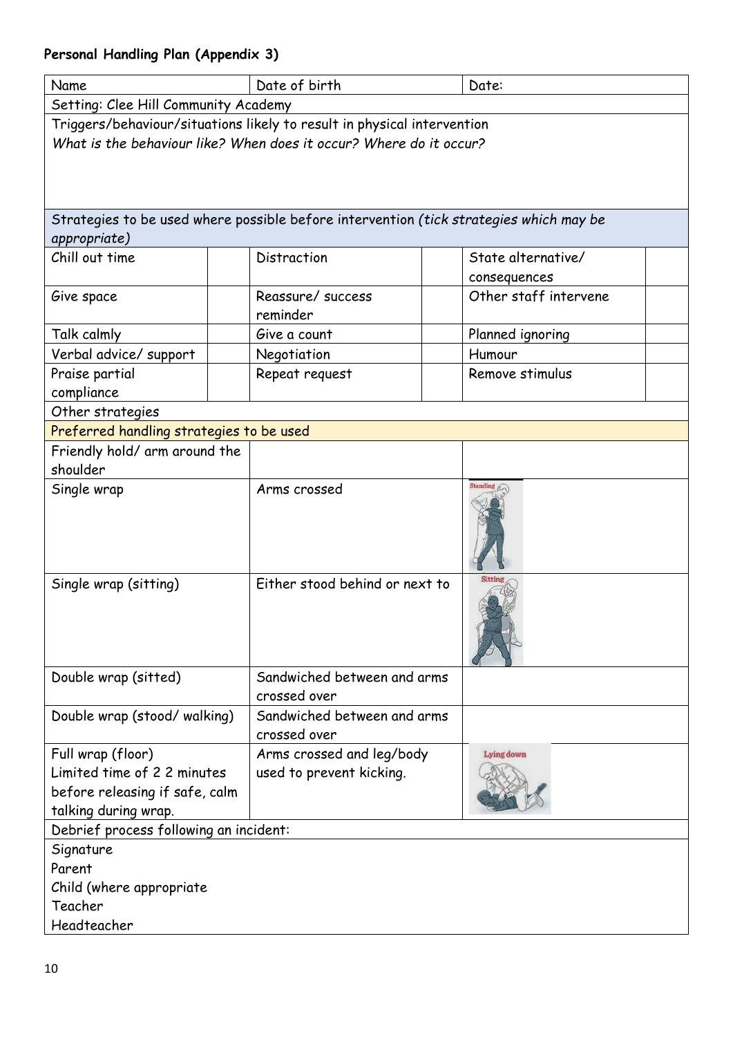**Personal Handling Plan (Appendix 3)**

| Name | Date of birth | Date: |
|---|---|---|
| Setting: Clee Hill Community Academy | | |
| Triggers/behaviour/situations likely to result in physical intervention<br>*What is the behaviour like? When does it occur? Where do it occur?* | | |

Strategies to be used where possible before intervention *(tick strategies which may be appropriate)*

| | | | | | |
|---|---|---|---|---|---|
| Chill out time | | Distraction | | State alternative/ consequences | |
| Give space | | Reassure/ success reminder | | Other staff intervene | |
| Talk calmly | | Give a count | | Planned ignoring | |
| Verbal advice/ support | | Negotiation | | Humour | |
| Praise partial compliance | | Repeat request | | Remove stimulus | |
| Other strategies | | | | | |

Preferred handling strategies to be used

| | | |
|---|---|---|
| Friendly hold/ arm around the shoulder | | |
| Single wrap | Arms crossed | Standing |
| Single wrap (sitting) | Either stood behind or next to | Sitting |
| Double wrap (sitted) | Sandwiched between and arms crossed over | |
| Double wrap (stood/ walking) | Sandwiched between and arms crossed over | |
| Full wrap (floor)<br>Limited time of 2 2 minutes before releasing if safe, calm talking during wrap. | Arms crossed and leg/body used to prevent kicking. | Lying down |

Debrief process following an incident:

Signature

Parent

Child (where appropriate

Teacher

Headteacher